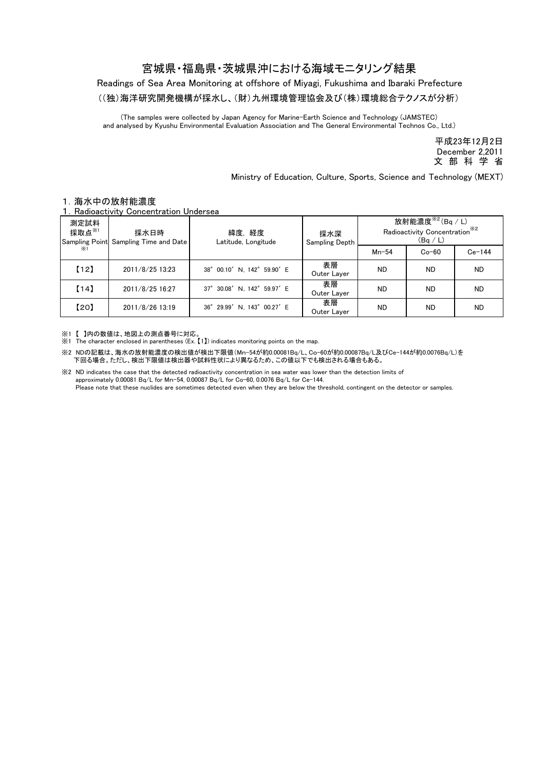# 宮城県・福島県・茨城県沖における海域モニタリング結果

Readings of Sea Area Monitoring at offshore of Miyagi, Fukushima and Ibaraki Prefecture

（(独)海洋研究開発機構が採水し、(財)九州環境管理協会及び(株)環境総合テクノスが分析）

(The samples were collected by Japan Agency for Marine-Earth Science and Technology (JAMSTEC) and analysed by Kyushu Environmental Evaluation Association and The General Environmental Technos Co., Ltd.)

平成23年12月2日
December 2,2011
文 部 科 学 省

Ministry of Education, Culture, Sports, Science and Technology (MEXT)

## 1. 海水中の放射能濃度
## 1. Radioactivity Concentration Undersea

| 測定試料採取点※1 Sampling Point ※1 | 採水日時 Sampling Time and Date | 緯度, 経度 Latitude, Longitude | 採水深 Sampling Depth | 放射能濃度※2 (Bq / L) Radioactivity Concentration※2 (Bq / L) | | |
|---|---|---|---|---|---|---|
| | | | | Mn-54 | Co-60 | Ce-144 |
| 【12】 | 2011/8/25 13:23 | 38° 00.10′ N, 142° 59.90′ E | 表層 Outer Layer | ND | ND | ND |
| 【14】 | 2011/8/25 16:27 | 37° 30.08′ N, 142° 59.97′ E | 表層 Outer Layer | ND | ND | ND |
| 【20】 | 2011/8/26 13:19 | 36° 29.99′ N, 143° 00.27′ E | 表層 Outer Layer | ND | ND | ND |

※1 【 】内の数値は、地図上の測点番号に対応。
※1 The character enclosed in parentheses (Ex.【1】) indicates monitoring points on the map.

※2 NDの記載は、海水の放射能濃度の検出値が検出下限値（Mn-54が約0.00081Bq/L、Co-60が約0.00087Bq/L及びCe-144が約0.0076Bq/L）を下回る場合。ただし、検出下限値は検出器や試料性状により異なるため、この値以下でも検出される場合もある。

※2 ND indicates the case that the detected radioactivity concentration in sea water was lower than the detection limits of approximately 0.00081 Bq/L for Mn-54, 0.00087 Bq/L for Co-60, 0.0076 Bq/L for Ce-144.
Please note that these nuclides are sometimes detected even when they are below the threshold, contingent on the detector or samples.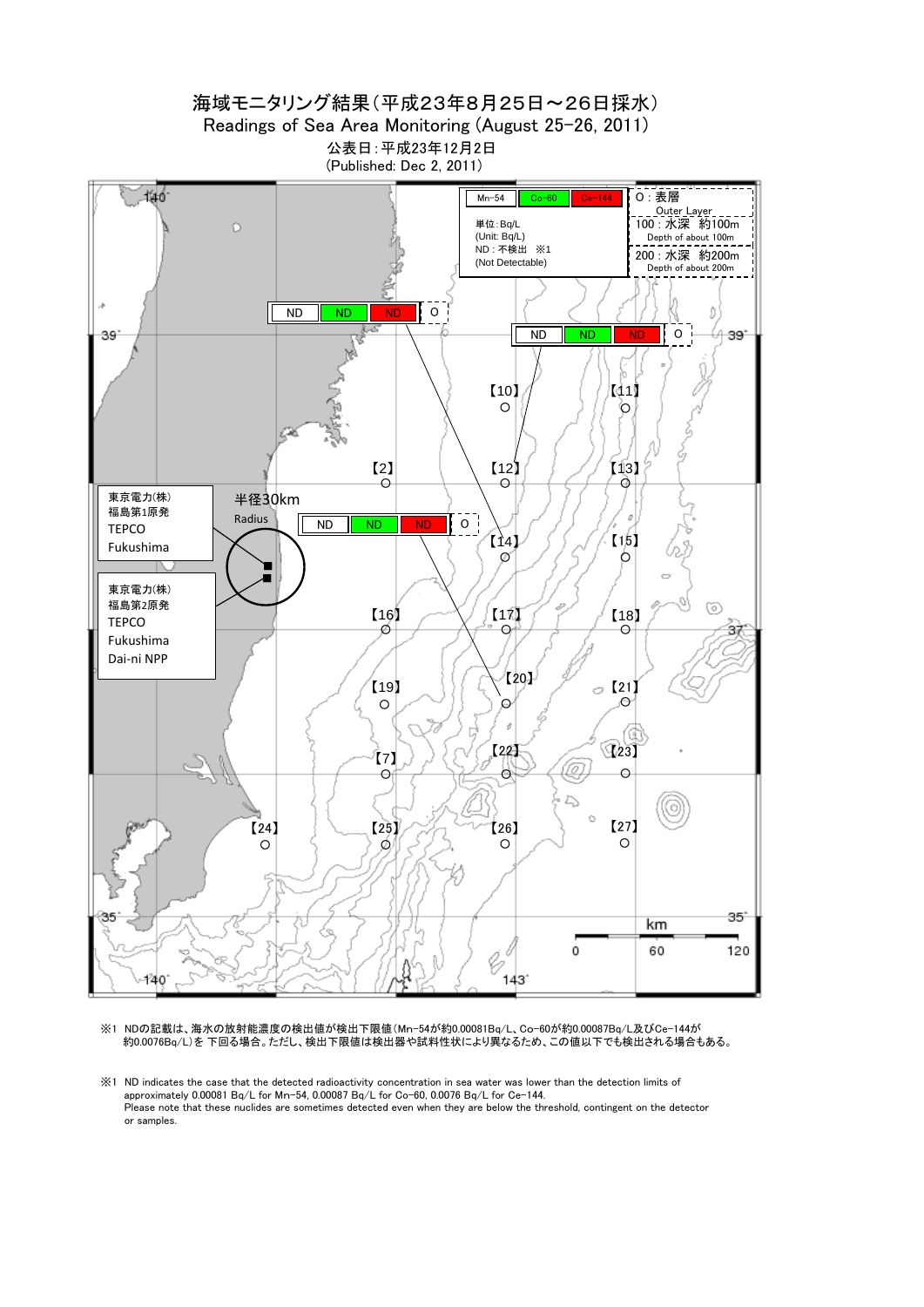# 海域モニタリング結果（平成23年8月25日～26日採水）

## Readings of Sea Area Monitoring (August 25-26, 2011)

公表日：平成23年12月2日
(Published: Dec 2, 2011)

Mn-54 / Co-60 / Ce-144

単位：Bq/L
(Unit: Bq/L)
ND：不検出 ※1
(Not Detectable)

O：表層
Outer Layer
100：水深 約100m
Depth of about 100m
200：水深 約200m
Depth of about 200m

ND ND ND O

ND ND ND O

ND ND ND O

39°

140°

【10】 【11】

【2】 【12】 【13】

東京電力(株)
福島第1原発
TEPCO
Fukushima

半径30km
Radius

【14】 【15】

東京電力(株)
福島第2原発
TEPCO
Fukushima
Dai-ni NPP

【16】 【17】 【18】

37°

【19】 【20】 【21】

【7】 【22】 【23】

【24】 【25】 【26】 【27】

35°

km
0 60 120

140°

143°

※1 NDの記載は、海水の放射能濃度の検出値が検出下限値（Mn-54が約0.00081Bq/L、Co-60が約0.00087Bq/L及びCe-144が約0.0076Bq/L）を 下回る場合。ただし、検出下限値は検出器や試料性状により異なるため、この値以下でも検出される場合もある。

※1 ND indicates the case that the detected radioactivity concentration in sea water was lower than the detection limits of approximately 0.00081 Bq/L for Mn-54, 0.00087 Bq/L for Co-60, 0.0076 Bq/L for Ce-144.
Please note that these nuclides are sometimes detected even when they are below the threshold, contingent on the detector or samples.